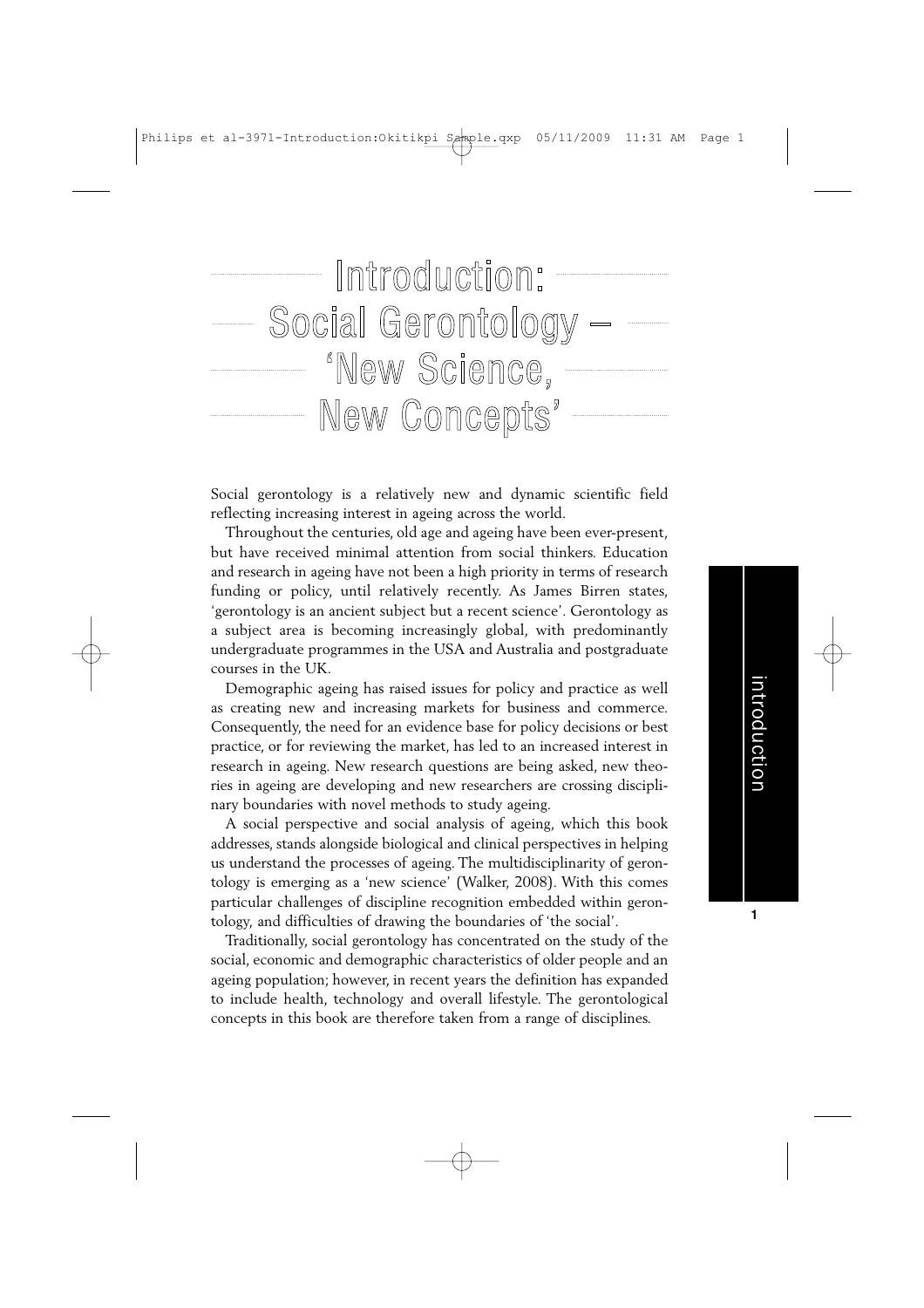# Introduction: Social Gerontology – 'New Science, New Concepts'

Social gerontology is a relatively new and dynamic scientific field reflecting increasing interest in ageing across the world.

Throughout the centuries, old age and ageing have been ever-present, but have received minimal attention from social thinkers. Education and research in ageing have not been a high priority in terms of research funding or policy, until relatively recently. As James Birren states, 'gerontology is an ancient subject but a recent science'. Gerontology as a subject area is becoming increasingly global, with predominantly undergraduate programmes in the USA and Australia and postgraduate courses in the UK.

Demographic ageing has raised issues for policy and practice as well as creating new and increasing markets for business and commerce. Consequently, the need for an evidence base for policy decisions or best practice, or for reviewing the market, has led to an increased interest in research in ageing. New research questions are being asked, new theories in ageing are developing and new researchers are crossing disciplinary boundaries with novel methods to study ageing.

A social perspective and social analysis of ageing, which this book addresses, stands alongside biological and clinical perspectives in helping us understand the processes of ageing. The multidisciplinarity of gerontology is emerging as a 'new science' (Walker, 2008). With this comes particular challenges of discipline recognition embedded within gerontology, and difficulties of drawing the boundaries of 'the social'.

Traditionally, social gerontology has concentrated on the study of the social, economic and demographic characteristics of older people and an ageing population; however, in recent years the definition has expanded to include health, technology and overall lifestyle. The gerontological concepts in this book are therefore taken from a range of disciplines.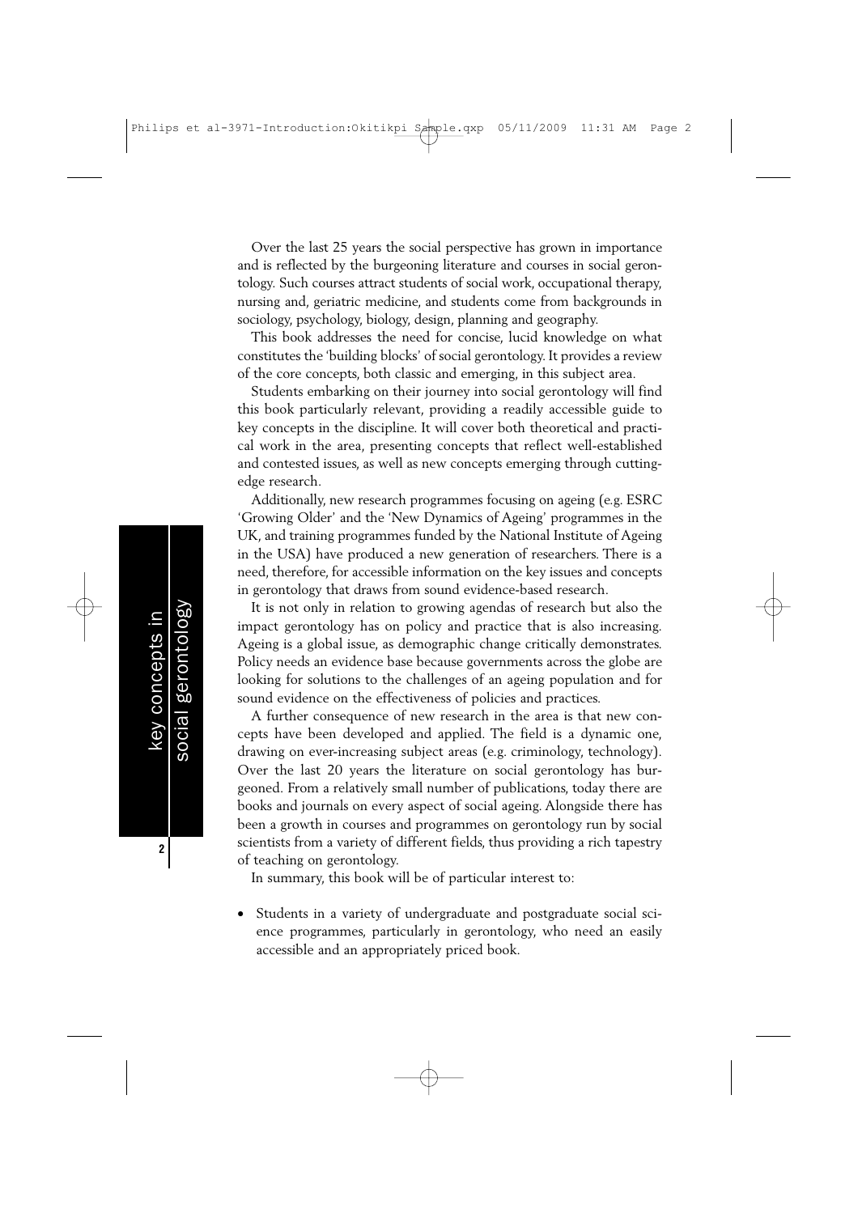Over the last 25 years the social perspective has grown in importance and is reflected by the burgeoning literature and courses in social gerontology. Such courses attract students of social work, occupational therapy, nursing and, geriatric medicine, and students come from backgrounds in sociology, psychology, biology, design, planning and geography.

This book addresses the need for concise, lucid knowledge on what constitutes the 'building blocks' of social gerontology. It provides a review of the core concepts, both classic and emerging, in this subject area.

Students embarking on their journey into social gerontology will find this book particularly relevant, providing a readily accessible guide to key concepts in the discipline. It will cover both theoretical and practical work in the area, presenting concepts that reflect well-established and contested issues, as well as new concepts emerging through cutting-edge research.

Additionally, new research programmes focusing on ageing (e.g. ESRC 'Growing Older' and the 'New Dynamics of Ageing' programmes in the UK, and training programmes funded by the National Institute of Ageing in the USA) have produced a new generation of researchers. There is a need, therefore, for accessible information on the key issues and concepts in gerontology that draws from sound evidence-based research.

It is not only in relation to growing agendas of research but also the impact gerontology has on policy and practice that is also increasing. Ageing is a global issue, as demographic change critically demonstrates. Policy needs an evidence base because governments across the globe are looking for solutions to the challenges of an ageing population and for sound evidence on the effectiveness of policies and practices.

A further consequence of new research in the area is that new concepts have been developed and applied. The field is a dynamic one, drawing on ever-increasing subject areas (e.g. criminology, technology). Over the last 20 years the literature on social gerontology has burgeoned. From a relatively small number of publications, today there are books and journals on every aspect of social ageing. Alongside there has been a growth in courses and programmes on gerontology run by social scientists from a variety of different fields, thus providing a rich tapestry of teaching on gerontology.

In summary, this book will be of particular interest to:

- Students in a variety of undergraduate and postgraduate social science programmes, particularly in gerontology, who need an easily accessible and an appropriately priced book.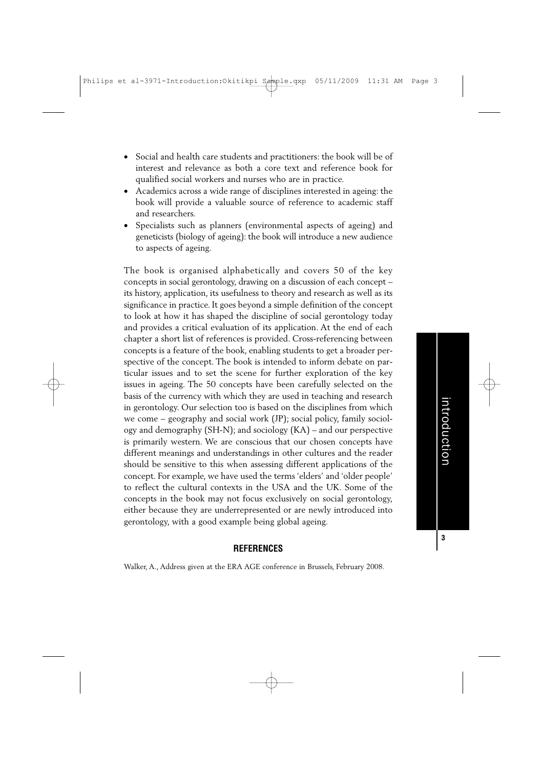- Social and health care students and practitioners: the book will be of interest and relevance as both a core text and reference book for qualified social workers and nurses who are in practice.
- Academics across a wide range of disciplines interested in ageing: the book will provide a valuable source of reference to academic staff and researchers.
- Specialists such as planners (environmental aspects of ageing) and geneticists (biology of ageing): the book will introduce a new audience to aspects of ageing.

The book is organised alphabetically and covers 50 of the key concepts in social gerontology, drawing on a discussion of each concept – its history, application, its usefulness to theory and research as well as its significance in practice. It goes beyond a simple definition of the concept to look at how it has shaped the discipline of social gerontology today and provides a critical evaluation of its application. At the end of each chapter a short list of references is provided. Cross-referencing between concepts is a feature of the book, enabling students to get a broader perspective of the concept. The book is intended to inform debate on particular issues and to set the scene for further exploration of the key issues in ageing. The 50 concepts have been carefully selected on the basis of the currency with which they are used in teaching and research in gerontology. Our selection too is based on the disciplines from which we come – geography and social work (JP); social policy, family sociology and demography (SH-N); and sociology (KA) – and our perspective is primarily western. We are conscious that our chosen concepts have different meanings and understandings in other cultures and the reader should be sensitive to this when assessing different applications of the concept. For example, we have used the terms 'elders' and 'older people' to reflect the cultural contexts in the USA and the UK. Some of the concepts in the book may not focus exclusively on social gerontology, either because they are underrepresented or are newly introduced into gerontology, with a good example being global ageing.

## REFERENCES

Walker, A., Address given at the ERA AGE conference in Brussels, February 2008.